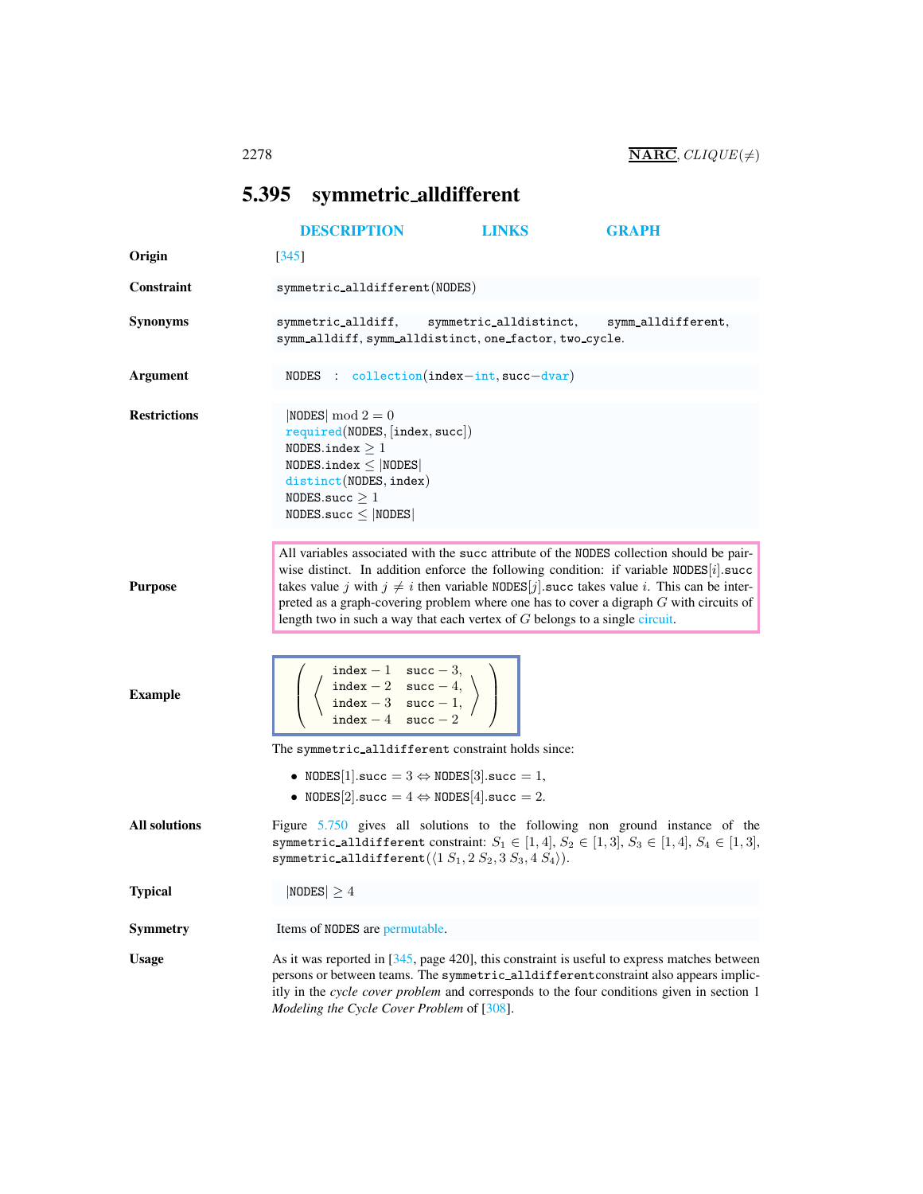## 5.395 symmetric_alldifferent

DESCRIPTION LINKS GRAPH

**Origin**

[345]

**Constraint**

symmetric_alldifferent(NODES)

**Synonyms**

symmetric_alldiff, symmetric_alldistinct, symm_alldifferent, symm_alldiff, symm_alldistinct, one_factor, two_cycle.

**Argument**

NODES : collection(index−int, succ−dvar)

**Restrictions**

$|\mathtt{NODES}| \bmod 2 = 0$
required(NODES, [index, succ])
NODES.index $\geq 1$
NODES.index $\leq |\mathtt{NODES}|$
distinct(NODES, index)
NODES.succ $\geq 1$
NODES.succ $\leq |\mathtt{NODES}|$

**Purpose**

All variables associated with the succ attribute of the NODES collection should be pairwise distinct. In addition enforce the following condition: if variable NODES[$i$].succ takes value $j$ with $j \neq i$ then variable NODES[$j$].succ takes value $i$. This can be interpreted as a graph-covering problem where one has to cover a digraph $G$ with circuits of length two in such a way that each vertex of $G$ belongs to a single circuit.

**Example**

$$\left(\left\langle\begin{array}{ll}\mathtt{index}-1 & \mathtt{succ}-3,\\ \mathtt{index}-2 & \mathtt{succ}-4,\\ \mathtt{index}-3 & \mathtt{succ}-1,\\ \mathtt{index}-4 & \mathtt{succ}-2\end{array}\right\rangle\right)$$

The symmetric_alldifferent constraint holds since:

- NODES[1].succ $= 3 \Leftrightarrow$ NODES[3].succ $= 1$,
- NODES[2].succ $= 4 \Leftrightarrow$ NODES[4].succ $= 2$.

**All solutions**

Figure 5.750 gives all solutions to the following non ground instance of the symmetric_alldifferent constraint: $S_1 \in [1, 4]$, $S_2 \in [1, 3]$, $S_3 \in [1, 4]$, $S_4 \in [1, 3]$, symmetric_alldifferent($\langle 1\ S_1, 2\ S_2, 3\ S_3, 4\ S_4\rangle$).

**Typical**

$|\mathtt{NODES}| \geq 4$

**Symmetry**

Items of NODES are permutable.

**Usage**

As it was reported in [345, page 420], this constraint is useful to express matches between persons or between teams. The symmetric_alldifferentconstraint also appears implicitly in the *cycle cover problem* and corresponds to the four conditions given in section 1 *Modeling the Cycle Cover Problem* of [308].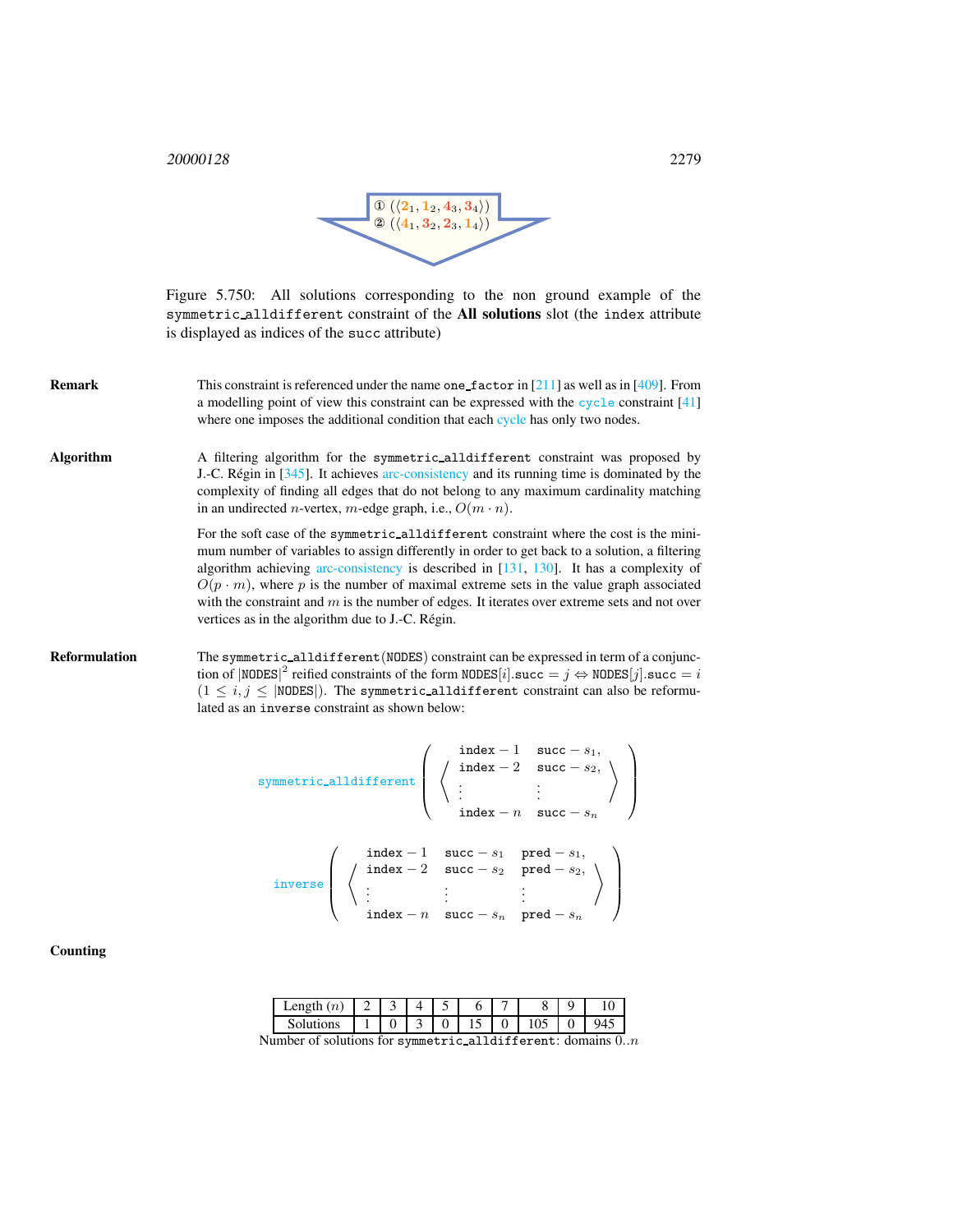① $(\langle 2_1, 1_2, 4_3, 3_4 \rangle)$
② $(\langle 4_1, 3_2, 2_3, 1_4 \rangle)$

Figure 5.750: All solutions corresponding to the non ground example of the `symmetric_alldifferent` constraint of the **All solutions** slot (the `index` attribute is displayed as indices of the `succ` attribute)

**Remark**

This constraint is referenced under the name `one_factor` in [211] as well as in [409]. From a modelling point of view this constraint can be expressed with the `cycle` constraint [41] where one imposes the additional condition that each cycle has only two nodes.

**Algorithm**

A filtering algorithm for the `symmetric_alldifferent` constraint was proposed by J.-C. Régin in [345]. It achieves arc-consistency and its running time is dominated by the complexity of finding all edges that do not belong to any maximum cardinality matching in an undirected $n$-vertex, $m$-edge graph, i.e., $O(m \cdot n)$.

For the soft case of the `symmetric_alldifferent` constraint where the cost is the minimum number of variables to assign differently in order to get back to a solution, a filtering algorithm achieving arc-consistency is described in [131, 130]. It has a complexity of $O(p \cdot m)$, where $p$ is the number of maximal extreme sets in the value graph associated with the constraint and $m$ is the number of edges. It iterates over extreme sets and not over vertices as in the algorithm due to J.-C. Régin.

**Reformulation**

The `symmetric_alldifferent(NODES)` constraint can be expressed in term of a conjunction of $|\texttt{NODES}|^2$ reified constraints of the form $\texttt{NODES}[i].\texttt{succ} = j \Leftrightarrow \texttt{NODES}[j].\texttt{succ} = i$ $(1 \leq i, j \leq |\texttt{NODES}|)$. The `symmetric_alldifferent` constraint can also be reformulated as an `inverse` constraint as shown below:

$$\texttt{symmetric\_alldifferent}\left(\left\langle\begin{array}{ll} \texttt{index}-1 & \texttt{succ}-s_1, \\ \texttt{index}-2 & \texttt{succ}-s_2, \\ \vdots & \vdots \\ \texttt{index}-n & \texttt{succ}-s_n \end{array}\right\rangle\right)$$

$$\texttt{inverse}\left(\left\langle\begin{array}{lll} \texttt{index}-1 & \texttt{succ}-s_1 & \texttt{pred}-s_1, \\ \texttt{index}-2 & \texttt{succ}-s_2 & \texttt{pred}-s_2, \\ \vdots & \vdots & \vdots \\ \texttt{index}-n & \texttt{succ}-s_n & \texttt{pred}-s_n \end{array}\right\rangle\right)$$

**Counting**

| Length ($n$) | 2 | 3 | 4 | 5 | 6 | 7 | 8 | 9 | 10 |
|---|---|---|---|---|---|---|---|---|---|
| Solutions | 1 | 0 | 3 | 0 | 15 | 0 | 105 | 0 | 945 |

Number of solutions for `symmetric_alldifferent`: domains $0..n$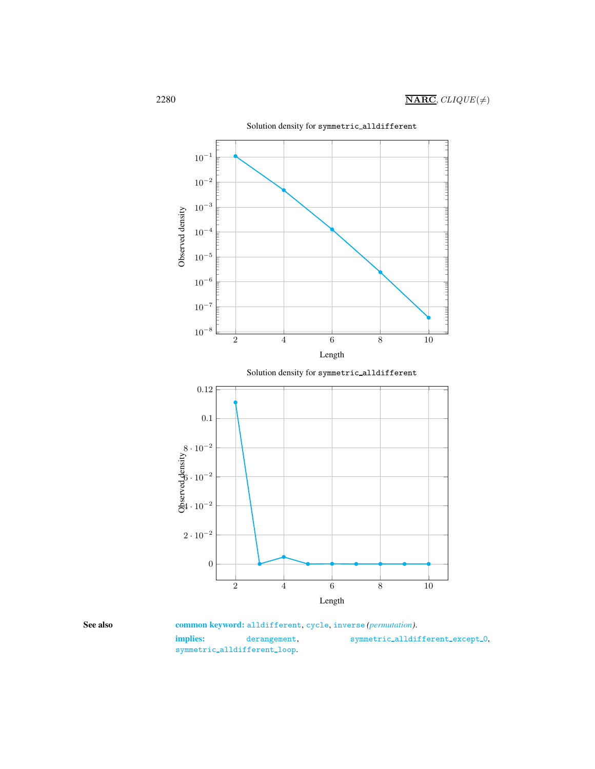Solution density for symmetric_alldifferent

Solution density for symmetric_alldifferent

**See also**

**common keyword:** alldifferent, cycle, inverse *(permutation)*.

**implies:** derangement, symmetric_alldifferent_except_0, symmetric_alldifferent_loop.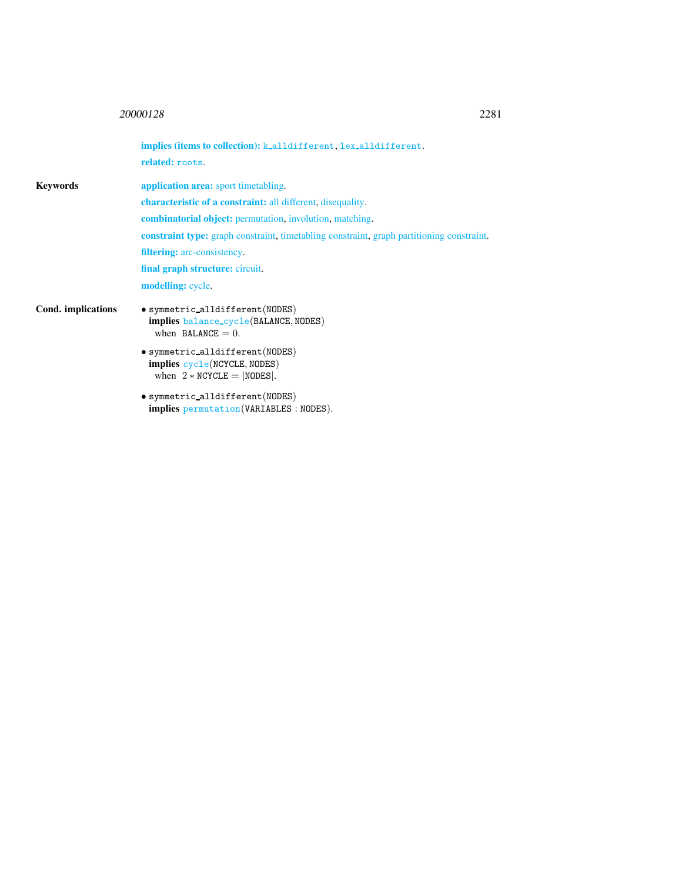**implies (items to collection):** k_alldifferent, lex_alldifferent.

**related:** roots.

**Keywords**

**application area:** sport timetabling.

**characteristic of a constraint:** all different, disequality.

**combinatorial object:** permutation, involution, matching.

**constraint type:** graph constraint, timetabling constraint, graph partitioning constraint.

**filtering:** arc-consistency.

**final graph structure:** circuit.

**modelling:** cycle.

**Cond. implications**

- symmetric_alldifferent(NODES)
  **implies** balance_cycle(BALANCE, NODES)
  when BALANCE $= 0$.
- symmetric_alldifferent(NODES)
  **implies** cycle(NCYCLE, NODES)
  when $2 *$ NCYCLE $=$ |NODES|.
- symmetric_alldifferent(NODES)
  **implies** permutation(VARIABLES : NODES).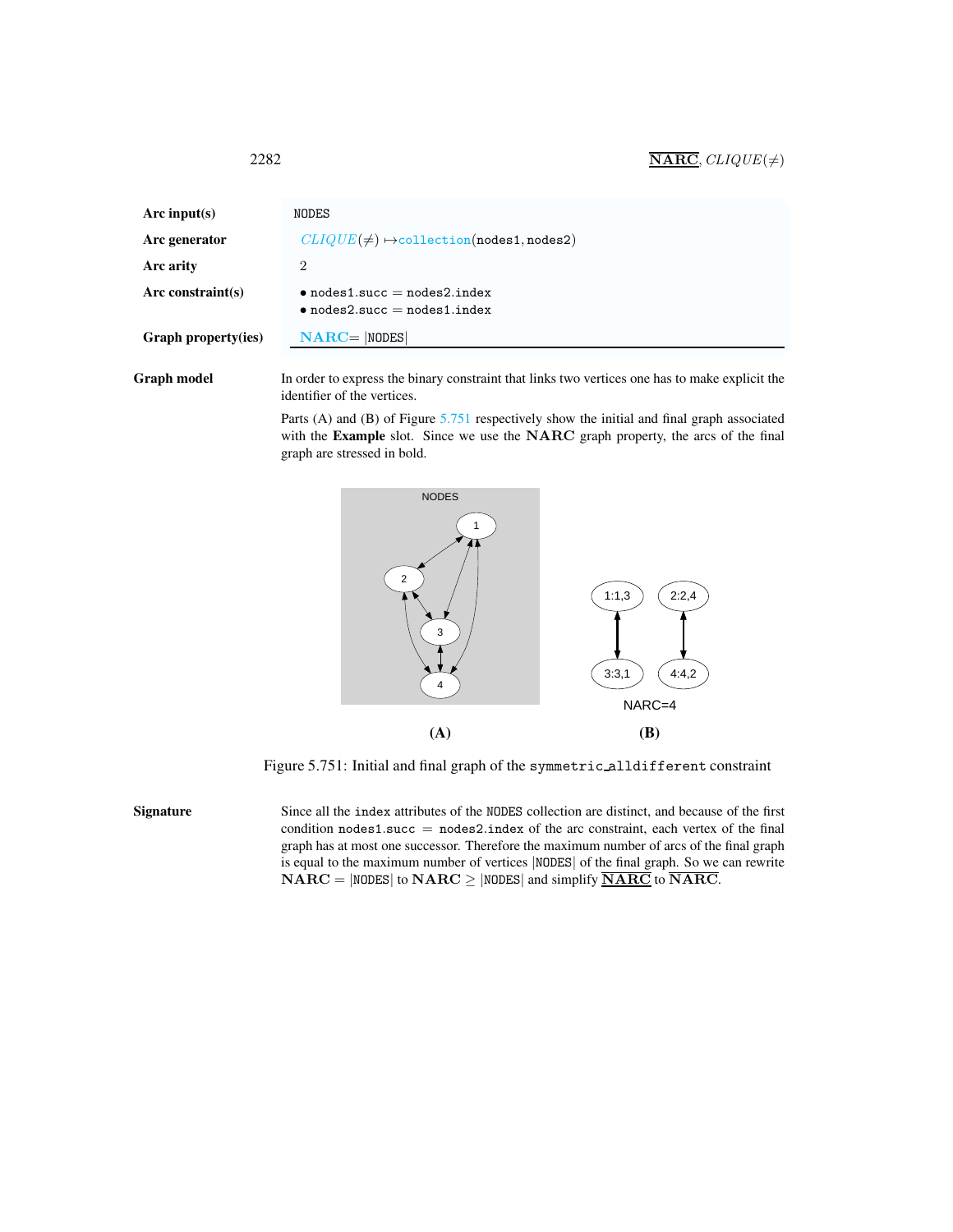| | |
|---|---|
| **Arc input(s)** | NODES |
| **Arc generator** | *CLIQUE*($\neq$) $\mapsto$collection(nodes1, nodes2) |
| **Arc arity** | 2 |
| **Arc constraint(s)** | • nodes1.succ = nodes2.index<br>• nodes2.succ = nodes1.index |
| **Graph property(ies)** | **NARC**= \|NODES\| |

**Graph model**

In order to express the binary constraint that links two vertices one has to make explicit the identifier of the vertices.

Parts (A) and (B) of Figure 5.751 respectively show the initial and final graph associated with the **Example** slot. Since we use the **NARC** graph property, the arcs of the final graph are stressed in bold.

Figure 5.751: Initial and final graph of the symmetric_alldifferent constraint

**Signature**

Since all the index attributes of the NODES collection are distinct, and because of the first condition nodes1.succ = nodes2.index of the arc constraint, each vertex of the final graph has at most one successor. Therefore the maximum number of arcs of the final graph is equal to the maximum number of vertices |NODES| of the final graph. So we can rewrite **NARC** = |NODES| to **NARC** $\geq$ |NODES| and simplify $\underline{\overline{\textbf{NARC}}}$ to $\overline{\textbf{NARC}}$.